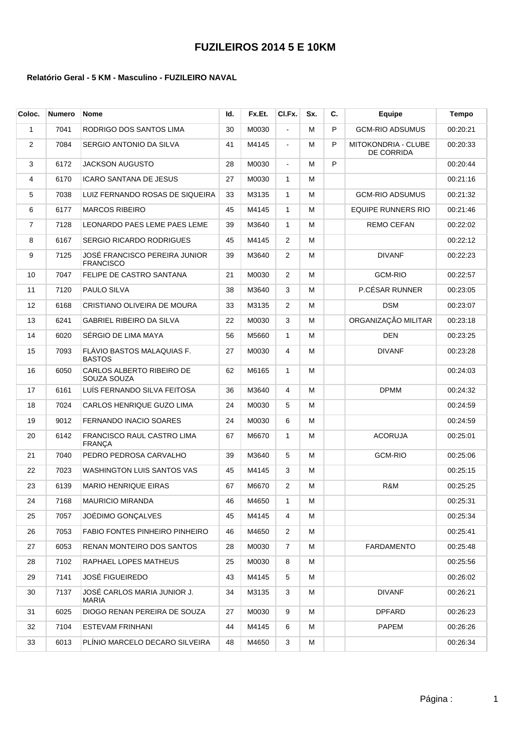# FUZILEIROS 2014 5 E 10KM

**Relatório Geral - 5 KM - Masculino - FUZILEIRO NAVAL**

| Coloc. | Numero | Nome | Id. | Fx.Et. | Cl.Fx. | Sx. | C. | Equipe | Tempo |
|---|---|---|---|---|---|---|---|---|---|
| 1 | 7041 | RODRIGO DOS SANTOS LIMA | 30 | M0030 | - | M | P | GCM-RIO ADSUMUS | 00:20:21 |
| 2 | 7084 | SERGIO ANTONIO DA SILVA | 41 | M4145 | - | M | P | MITOKONDRIA - CLUBE DE CORRIDA | 00:20:33 |
| 3 | 6172 | JACKSON AUGUSTO | 28 | M0030 | - | M | P | | 00:20:44 |
| 4 | 6170 | ICARO SANTANA DE JESUS | 27 | M0030 | 1 | M | | | 00:21:16 |
| 5 | 7038 | LUIZ FERNANDO ROSAS DE SIQUEIRA | 33 | M3135 | 1 | M | | GCM-RIO ADSUMUS | 00:21:32 |
| 6 | 6177 | MARCOS RIBEIRO | 45 | M4145 | 1 | M | | EQUIPE RUNNERS RIO | 00:21:46 |
| 7 | 7128 | LEONARDO PAES LEME PAES LEME | 39 | M3640 | 1 | M | | REMO CEFAN | 00:22:02 |
| 8 | 6167 | SERGIO RICARDO RODRIGUES | 45 | M4145 | 2 | M | | | 00:22:12 |
| 9 | 7125 | JOSÉ FRANCISCO PEREIRA JUNIOR FRANCISCO | 39 | M3640 | 2 | M | | DIVANF | 00:22:23 |
| 10 | 7047 | FELIPE DE CASTRO SANTANA | 21 | M0030 | 2 | M | | GCM-RIO | 00:22:57 |
| 11 | 7120 | PAULO SILVA | 38 | M3640 | 3 | M | | P.CÉSAR RUNNER | 00:23:05 |
| 12 | 6168 | CRISTIANO OLIVEIRA DE MOURA | 33 | M3135 | 2 | M | | DSM | 00:23:07 |
| 13 | 6241 | GABRIEL RIBEIRO DA SILVA | 22 | M0030 | 3 | M | | ORGANIZAÇÃO MILITAR | 00:23:18 |
| 14 | 6020 | SÉRGIO DE LIMA MAYA | 56 | M5660 | 1 | M | | DEN | 00:23:25 |
| 15 | 7093 | FLÁVIO BASTOS MALAQUIAS F. BASTOS | 27 | M0030 | 4 | M | | DIVANF | 00:23:28 |
| 16 | 6050 | CARLOS ALBERTO RIBEIRO DE SOUZA SOUZA | 62 | M6165 | 1 | M | | | 00:24:03 |
| 17 | 6161 | LUÍS FERNANDO SILVA FEITOSA | 36 | M3640 | 4 | M | | DPMM | 00:24:32 |
| 18 | 7024 | CARLOS HENRIQUE GUZO LIMA | 24 | M0030 | 5 | M | | | 00:24:59 |
| 19 | 9012 | FERNANDO INACIO SOARES | 24 | M0030 | 6 | M | | | 00:24:59 |
| 20 | 6142 | FRANCISCO RAUL CASTRO LIMA FRANÇA | 67 | M6670 | 1 | M | | ACORUJA | 00:25:01 |
| 21 | 7040 | PEDRO PEDROSA CARVALHO | 39 | M3640 | 5 | M | | GCM-RIO | 00:25:06 |
| 22 | 7023 | WASHINGTON LUIS SANTOS VAS | 45 | M4145 | 3 | M | | | 00:25:15 |
| 23 | 6139 | MARIO HENRIQUE EIRAS | 67 | M6670 | 2 | M | | R&M | 00:25:25 |
| 24 | 7168 | MAURICIO MIRANDA | 46 | M4650 | 1 | M | | | 00:25:31 |
| 25 | 7057 | JOÉDIMO GONÇALVES | 45 | M4145 | 4 | M | | | 00:25:34 |
| 26 | 7053 | FABIO FONTES PINHEIRO PINHEIRO | 46 | M4650 | 2 | M | | | 00:25:41 |
| 27 | 6053 | RENAN MONTEIRO DOS SANTOS | 28 | M0030 | 7 | M | | FARDAMENTO | 00:25:48 |
| 28 | 7102 | RAPHAEL LOPES MATHEUS | 25 | M0030 | 8 | M | | | 00:25:56 |
| 29 | 7141 | JOSÉ FIGUEIREDO | 43 | M4145 | 5 | M | | | 00:26:02 |
| 30 | 7137 | JOSÉ CARLOS MARIA JUNIOR J. MARIA | 34 | M3135 | 3 | M | | DIVANF | 00:26:21 |
| 31 | 6025 | DIOGO RENAN PEREIRA DE SOUZA | 27 | M0030 | 9 | M | | DPFARD | 00:26:23 |
| 32 | 7104 | ESTEVAM FRINHANI | 44 | M4145 | 6 | M | | PAPEM | 00:26:26 |
| 33 | 6013 | PLÍNIO MARCELO DECARO SILVEIRA | 48 | M4650 | 3 | M | | | 00:26:34 |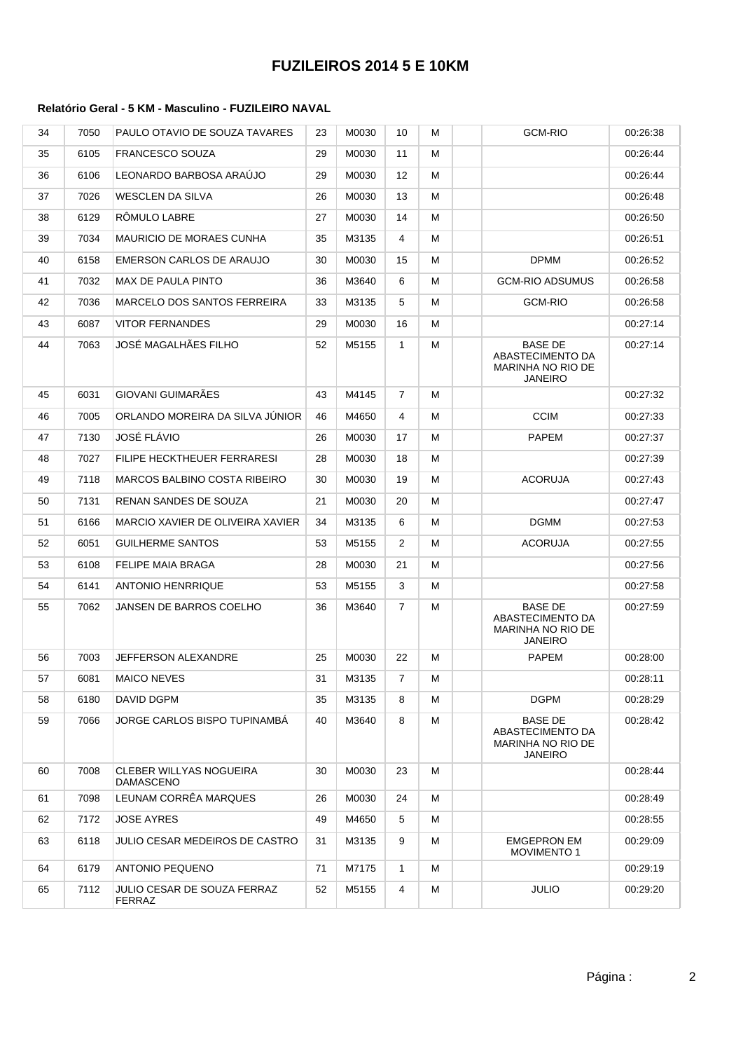# FUZILEIROS 2014 5 E 10KM

**Relatório Geral - 5 KM - Masculino - FUZILEIRO NAVAL**

| | | | | | | | | | |
|---|---|---|---|---|---|---|---|---|---|
| 34 | 7050 | PAULO OTAVIO DE SOUZA TAVARES | 23 | M0030 | 10 | M | | GCM-RIO | 00:26:38 |
| 35 | 6105 | FRANCESCO SOUZA | 29 | M0030 | 11 | M | | | 00:26:44 |
| 36 | 6106 | LEONARDO BARBOSA ARAÚJO | 29 | M0030 | 12 | M | | | 00:26:44 |
| 37 | 7026 | WESCLEN DA SILVA | 26 | M0030 | 13 | M | | | 00:26:48 |
| 38 | 6129 | RÔMULO LABRE | 27 | M0030 | 14 | M | | | 00:26:50 |
| 39 | 7034 | MAURICIO DE MORAES CUNHA | 35 | M3135 | 4 | M | | | 00:26:51 |
| 40 | 6158 | EMERSON CARLOS DE ARAUJO | 30 | M0030 | 15 | M | | DPMM | 00:26:52 |
| 41 | 7032 | MAX DE PAULA PINTO | 36 | M3640 | 6 | M | | GCM-RIO ADSUMUS | 00:26:58 |
| 42 | 7036 | MARCELO DOS SANTOS FERREIRA | 33 | M3135 | 5 | M | | GCM-RIO | 00:26:58 |
| 43 | 6087 | VITOR FERNANDES | 29 | M0030 | 16 | M | | | 00:27:14 |
| 44 | 7063 | JOSÉ MAGALHÃES FILHO | 52 | M5155 | 1 | M | | BASE DE ABASTECIMENTO DA MARINHA NO RIO DE JANEIRO | 00:27:14 |
| 45 | 6031 | GIOVANI GUIMARÃES | 43 | M4145 | 7 | M | | | 00:27:32 |
| 46 | 7005 | ORLANDO MOREIRA DA SILVA JÚNIOR | 46 | M4650 | 4 | M | | CCIM | 00:27:33 |
| 47 | 7130 | JOSÉ FLÁVIO | 26 | M0030 | 17 | M | | PAPEM | 00:27:37 |
| 48 | 7027 | FILIPE HECKTHEUER FERRARESI | 28 | M0030 | 18 | M | | | 00:27:39 |
| 49 | 7118 | MARCOS BALBINO COSTA RIBEIRO | 30 | M0030 | 19 | M | | ACORUJA | 00:27:43 |
| 50 | 7131 | RENAN SANDES DE SOUZA | 21 | M0030 | 20 | M | | | 00:27:47 |
| 51 | 6166 | MARCIO XAVIER DE OLIVEIRA XAVIER | 34 | M3135 | 6 | M | | DGMM | 00:27:53 |
| 52 | 6051 | GUILHERME SANTOS | 53 | M5155 | 2 | M | | ACORUJA | 00:27:55 |
| 53 | 6108 | FELIPE MAIA BRAGA | 28 | M0030 | 21 | M | | | 00:27:56 |
| 54 | 6141 | ANTONIO HENRRIQUE | 53 | M5155 | 3 | M | | | 00:27:58 |
| 55 | 7062 | JANSEN DE BARROS COELHO | 36 | M3640 | 7 | M | | BASE DE ABASTECIMENTO DA MARINHA NO RIO DE JANEIRO | 00:27:59 |
| 56 | 7003 | JEFFERSON ALEXANDRE | 25 | M0030 | 22 | M | | PAPEM | 00:28:00 |
| 57 | 6081 | MAICO NEVES | 31 | M3135 | 7 | M | | | 00:28:11 |
| 58 | 6180 | DAVID DGPM | 35 | M3135 | 8 | M | | DGPM | 00:28:29 |
| 59 | 7066 | JORGE CARLOS BISPO TUPINAMBÁ | 40 | M3640 | 8 | M | | BASE DE ABASTECIMENTO DA MARINHA NO RIO DE JANEIRO | 00:28:42 |
| 60 | 7008 | CLEBER WILLYAS NOGUEIRA DAMASCENO | 30 | M0030 | 23 | M | | | 00:28:44 |
| 61 | 7098 | LEUNAM CORRÊA MARQUES | 26 | M0030 | 24 | M | | | 00:28:49 |
| 62 | 7172 | JOSE AYRES | 49 | M4650 | 5 | M | | | 00:28:55 |
| 63 | 6118 | JULIO CESAR MEDEIROS DE CASTRO | 31 | M3135 | 9 | M | | EMGEPRON EM MOVIMENTO 1 | 00:29:09 |
| 64 | 6179 | ANTONIO PEQUENO | 71 | M7175 | 1 | M | | | 00:29:19 |
| 65 | 7112 | JULIO CESAR DE SOUZA FERRAZ FERRAZ | 52 | M5155 | 4 | M | | JULIO | 00:29:20 |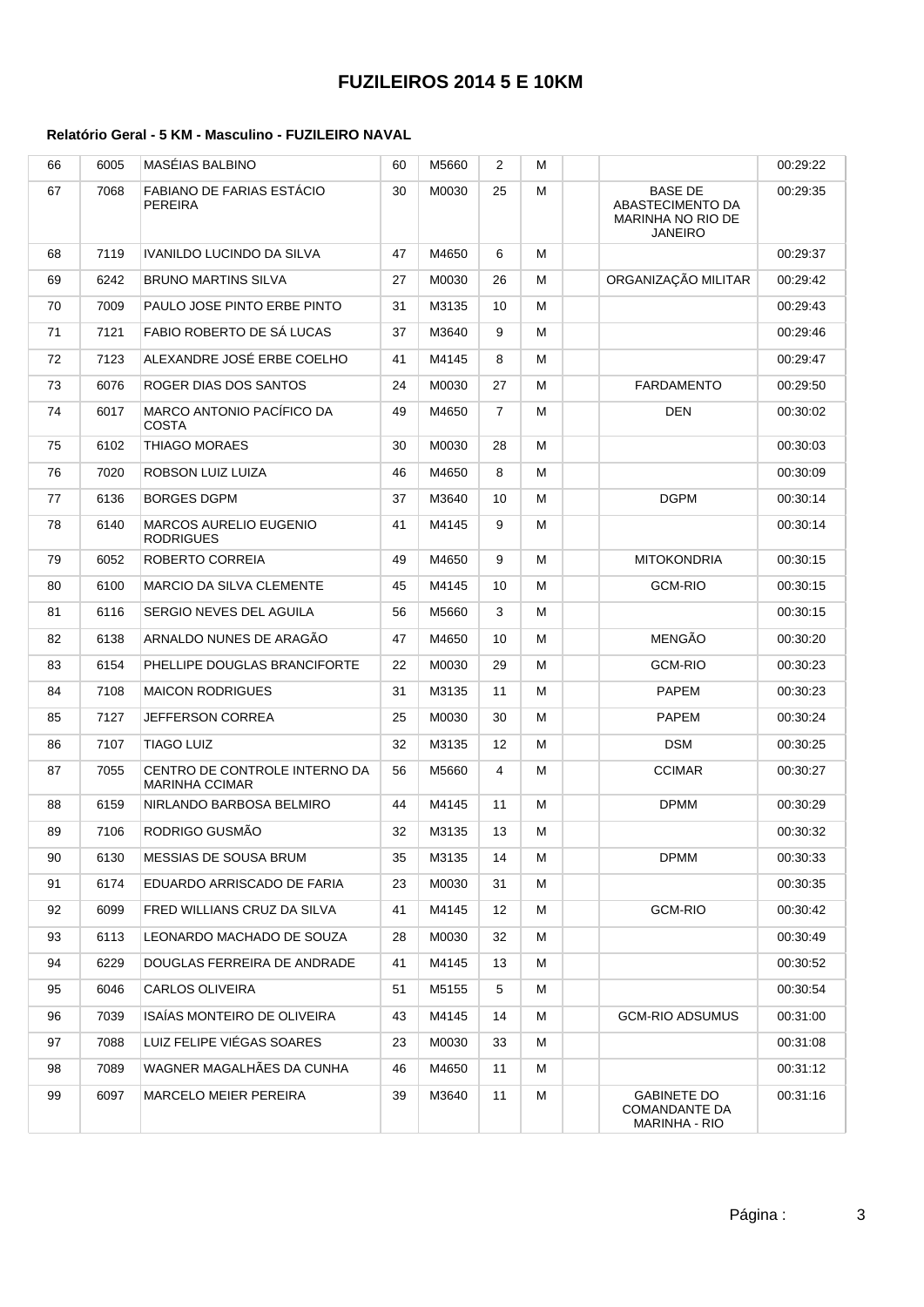# FUZILEIROS 2014 5 E 10KM

### Relatório Geral - 5 KM - Masculino - FUZILEIRO NAVAL

| | | | | | | | | | |
|---|---|---|---|---|---|---|---|---|---|
| 66 | 6005 | MASÉIAS BALBINO | 60 | M5660 | 2 | M | | | 00:29:22 |
| 67 | 7068 | FABIANO DE FARIAS ESTÁCIO PEREIRA | 30 | M0030 | 25 | M | | BASE DE ABASTECIMENTO DA MARINHA NO RIO DE JANEIRO | 00:29:35 |
| 68 | 7119 | IVANILDO LUCINDO DA SILVA | 47 | M4650 | 6 | M | | | 00:29:37 |
| 69 | 6242 | BRUNO MARTINS SILVA | 27 | M0030 | 26 | M | | ORGANIZAÇÃO MILITAR | 00:29:42 |
| 70 | 7009 | PAULO JOSE PINTO ERBE PINTO | 31 | M3135 | 10 | M | | | 00:29:43 |
| 71 | 7121 | FABIO ROBERTO DE SÁ LUCAS | 37 | M3640 | 9 | M | | | 00:29:46 |
| 72 | 7123 | ALEXANDRE JOSÉ ERBE COELHO | 41 | M4145 | 8 | M | | | 00:29:47 |
| 73 | 6076 | ROGER DIAS DOS SANTOS | 24 | M0030 | 27 | M | | FARDAMENTO | 00:29:50 |
| 74 | 6017 | MARCO ANTONIO PACÍFICO DA COSTA | 49 | M4650 | 7 | M | | DEN | 00:30:02 |
| 75 | 6102 | THIAGO MORAES | 30 | M0030 | 28 | M | | | 00:30:03 |
| 76 | 7020 | ROBSON LUIZ LUIZA | 46 | M4650 | 8 | M | | | 00:30:09 |
| 77 | 6136 | BORGES DGPM | 37 | M3640 | 10 | M | | DGPM | 00:30:14 |
| 78 | 6140 | MARCOS AURELIO EUGENIO RODRIGUES | 41 | M4145 | 9 | M | | | 00:30:14 |
| 79 | 6052 | ROBERTO CORREIA | 49 | M4650 | 9 | M | | MITOKONDRIA | 00:30:15 |
| 80 | 6100 | MARCIO DA SILVA CLEMENTE | 45 | M4145 | 10 | M | | GCM-RIO | 00:30:15 |
| 81 | 6116 | SERGIO NEVES DEL AGUILA | 56 | M5660 | 3 | M | | | 00:30:15 |
| 82 | 6138 | ARNALDO NUNES DE ARAGÃO | 47 | M4650 | 10 | M | | MENGÃO | 00:30:20 |
| 83 | 6154 | PHELLIPE DOUGLAS BRANCIFORTE | 22 | M0030 | 29 | M | | GCM-RIO | 00:30:23 |
| 84 | 7108 | MAICON RODRIGUES | 31 | M3135 | 11 | M | | PAPEM | 00:30:23 |
| 85 | 7127 | JEFFERSON CORREA | 25 | M0030 | 30 | M | | PAPEM | 00:30:24 |
| 86 | 7107 | TIAGO LUIZ | 32 | M3135 | 12 | M | | DSM | 00:30:25 |
| 87 | 7055 | CENTRO DE CONTROLE INTERNO DA MARINHA CCIMAR | 56 | M5660 | 4 | M | | CCIMAR | 00:30:27 |
| 88 | 6159 | NIRLANDO BARBOSA BELMIRO | 44 | M4145 | 11 | M | | DPMM | 00:30:29 |
| 89 | 7106 | RODRIGO GUSMÃO | 32 | M3135 | 13 | M | | | 00:30:32 |
| 90 | 6130 | MESSIAS DE SOUSA BRUM | 35 | M3135 | 14 | M | | DPMM | 00:30:33 |
| 91 | 6174 | EDUARDO ARRISCADO DE FARIA | 23 | M0030 | 31 | M | | | 00:30:35 |
| 92 | 6099 | FRED WILLIANS CRUZ DA SILVA | 41 | M4145 | 12 | M | | GCM-RIO | 00:30:42 |
| 93 | 6113 | LEONARDO MACHADO DE SOUZA | 28 | M0030 | 32 | M | | | 00:30:49 |
| 94 | 6229 | DOUGLAS FERREIRA DE ANDRADE | 41 | M4145 | 13 | M | | | 00:30:52 |
| 95 | 6046 | CARLOS OLIVEIRA | 51 | M5155 | 5 | M | | | 00:30:54 |
| 96 | 7039 | ISAÍAS MONTEIRO DE OLIVEIRA | 43 | M4145 | 14 | M | | GCM-RIO ADSUMUS | 00:31:00 |
| 97 | 7088 | LUIZ FELIPE VIÉGAS SOARES | 23 | M0030 | 33 | M | | | 00:31:08 |
| 98 | 7089 | WAGNER MAGALHÃES DA CUNHA | 46 | M4650 | 11 | M | | | 00:31:12 |
| 99 | 6097 | MARCELO MEIER PEREIRA | 39 | M3640 | 11 | M | | GABINETE DO COMANDANTE DA MARINHA - RIO | 00:31:16 |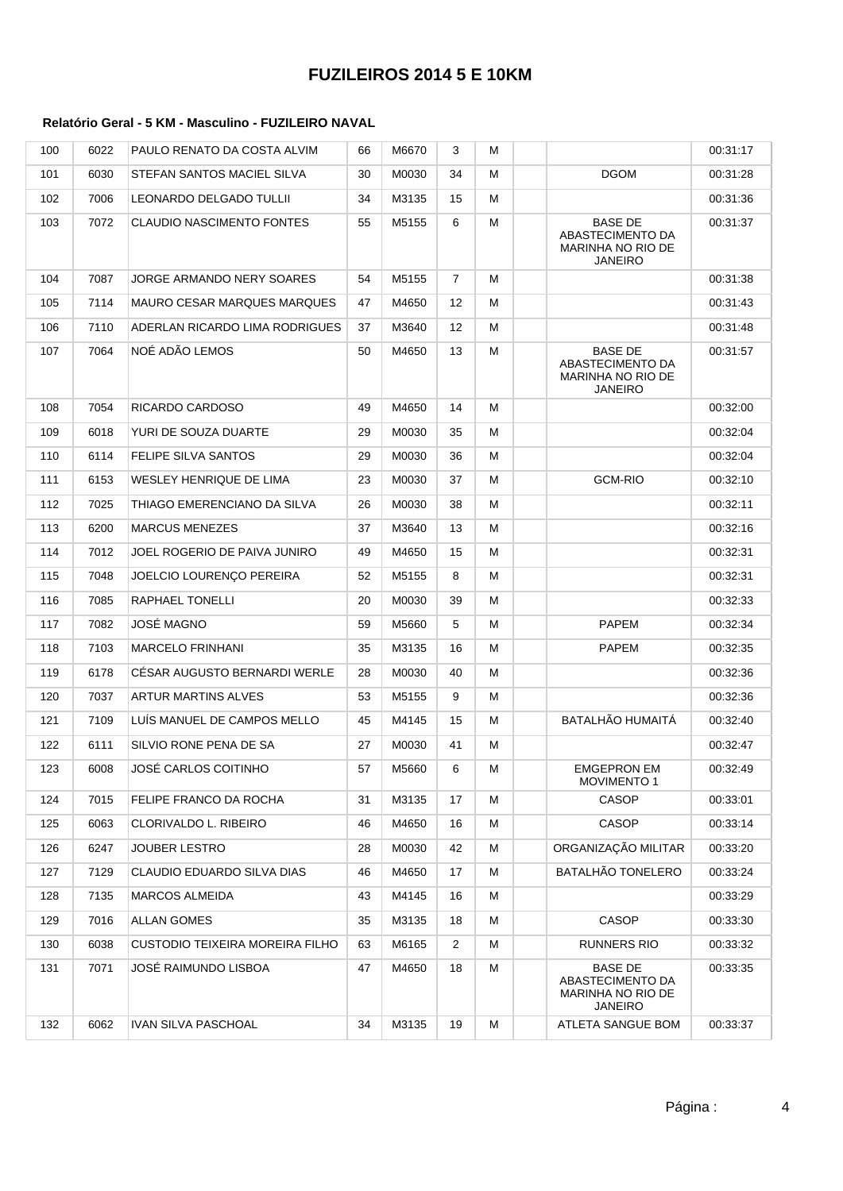# FUZILEIROS 2014 5 E 10KM

#### Relatório Geral - 5 KM - Masculino - FUZILEIRO NAVAL

| | | | | | | | | | |
|---|---|---|---|---|---|---|---|---|---|
| 100 | 6022 | PAULO RENATO DA COSTA ALVIM | 66 | M6670 | 3 | M | | | 00:31:17 |
| 101 | 6030 | STEFAN SANTOS MACIEL SILVA | 30 | M0030 | 34 | M | | DGOM | 00:31:28 |
| 102 | 7006 | LEONARDO DELGADO TULLII | 34 | M3135 | 15 | M | | | 00:31:36 |
| 103 | 7072 | CLAUDIO NASCIMENTO FONTES | 55 | M5155 | 6 | M | | BASE DE ABASTECIMENTO DA MARINHA NO RIO DE JANEIRO | 00:31:37 |
| 104 | 7087 | JORGE ARMANDO NERY SOARES | 54 | M5155 | 7 | M | | | 00:31:38 |
| 105 | 7114 | MAURO CESAR MARQUES MARQUES | 47 | M4650 | 12 | M | | | 00:31:43 |
| 106 | 7110 | ADERLAN RICARDO LIMA RODRIGUES | 37 | M3640 | 12 | M | | | 00:31:48 |
| 107 | 7064 | NOÉ ADÃO LEMOS | 50 | M4650 | 13 | M | | BASE DE ABASTECIMENTO DA MARINHA NO RIO DE JANEIRO | 00:31:57 |
| 108 | 7054 | RICARDO CARDOSO | 49 | M4650 | 14 | M | | | 00:32:00 |
| 109 | 6018 | YURI DE SOUZA DUARTE | 29 | M0030 | 35 | M | | | 00:32:04 |
| 110 | 6114 | FELIPE SILVA SANTOS | 29 | M0030 | 36 | M | | | 00:32:04 |
| 111 | 6153 | WESLEY HENRIQUE DE LIMA | 23 | M0030 | 37 | M | | GCM-RIO | 00:32:10 |
| 112 | 7025 | THIAGO EMERENCIANO DA SILVA | 26 | M0030 | 38 | M | | | 00:32:11 |
| 113 | 6200 | MARCUS MENEZES | 37 | M3640 | 13 | M | | | 00:32:16 |
| 114 | 7012 | JOEL ROGERIO DE PAIVA JUNIRO | 49 | M4650 | 15 | M | | | 00:32:31 |
| 115 | 7048 | JOELCIO LOURENÇO PEREIRA | 52 | M5155 | 8 | M | | | 00:32:31 |
| 116 | 7085 | RAPHAEL TONELLI | 20 | M0030 | 39 | M | | | 00:32:33 |
| 117 | 7082 | JOSÉ MAGNO | 59 | M5660 | 5 | M | | PAPEM | 00:32:34 |
| 118 | 7103 | MARCELO FRINHANI | 35 | M3135 | 16 | M | | PAPEM | 00:32:35 |
| 119 | 6178 | CÉSAR AUGUSTO BERNARDI WERLE | 28 | M0030 | 40 | M | | | 00:32:36 |
| 120 | 7037 | ARTUR MARTINS ALVES | 53 | M5155 | 9 | M | | | 00:32:36 |
| 121 | 7109 | LUÍS MANUEL DE CAMPOS MELLO | 45 | M4145 | 15 | M | | BATALHÃO HUMAITÁ | 00:32:40 |
| 122 | 6111 | SILVIO RONE PENA DE SA | 27 | M0030 | 41 | M | | | 00:32:47 |
| 123 | 6008 | JOSÉ CARLOS COITINHO | 57 | M5660 | 6 | M | | EMGEPRON EM MOVIMENTO 1 | 00:32:49 |
| 124 | 7015 | FELIPE FRANCO DA ROCHA | 31 | M3135 | 17 | M | | CASOP | 00:33:01 |
| 125 | 6063 | CLORIVALDO L. RIBEIRO | 46 | M4650 | 16 | M | | CASOP | 00:33:14 |
| 126 | 6247 | JOUBER LESTRO | 28 | M0030 | 42 | M | | ORGANIZAÇÃO MILITAR | 00:33:20 |
| 127 | 7129 | CLAUDIO EDUARDO SILVA DIAS | 46 | M4650 | 17 | M | | BATALHÃO TONELERO | 00:33:24 |
| 128 | 7135 | MARCOS ALMEIDA | 43 | M4145 | 16 | M | | | 00:33:29 |
| 129 | 7016 | ALLAN GOMES | 35 | M3135 | 18 | M | | CASOP | 00:33:30 |
| 130 | 6038 | CUSTODIO TEIXEIRA MOREIRA FILHO | 63 | M6165 | 2 | M | | RUNNERS RIO | 00:33:32 |
| 131 | 7071 | JOSÉ RAIMUNDO LISBOA | 47 | M4650 | 18 | M | | BASE DE ABASTECIMENTO DA MARINHA NO RIO DE JANEIRO | 00:33:35 |
| 132 | 6062 | IVAN SILVA PASCHOAL | 34 | M3135 | 19 | M | | ATLETA SANGUE BOM | 00:33:37 |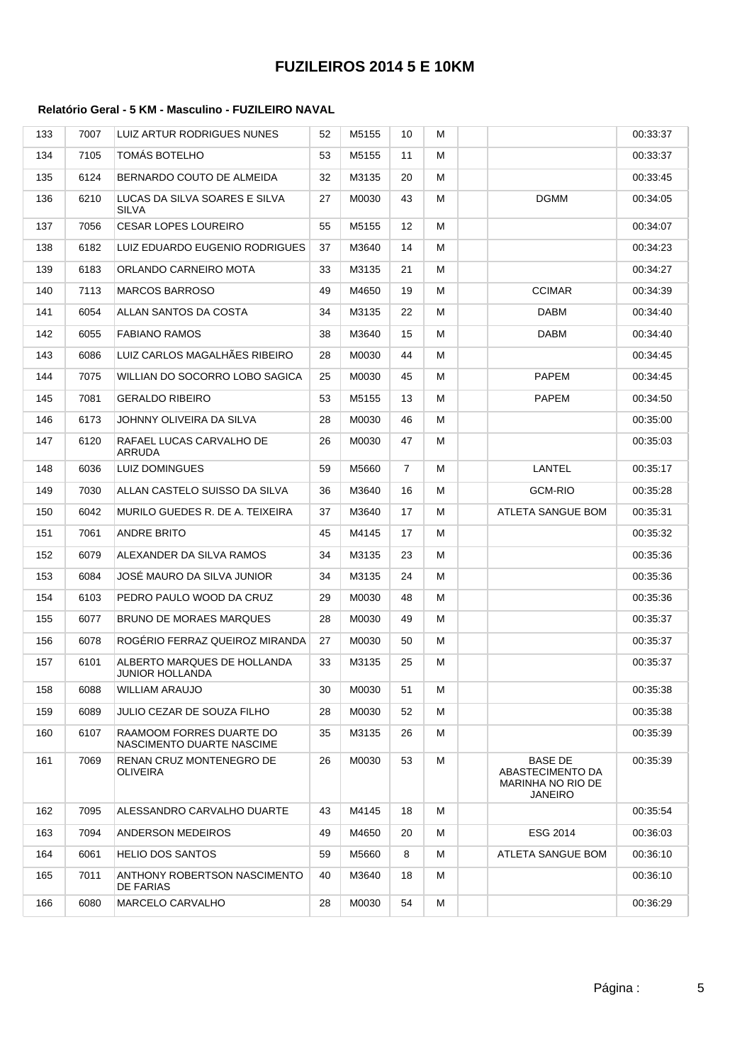# FUZILEIROS 2014 5 E 10KM

#### Relatório Geral - 5 KM - Masculino - FUZILEIRO NAVAL

| | | | | | | | | | |
|---|---|---|---|---|---|---|---|---|---|
| 133 | 7007 | LUIZ ARTUR RODRIGUES NUNES | 52 | M5155 | 10 | M | | | 00:33:37 |
| 134 | 7105 | TOMÁS BOTELHO | 53 | M5155 | 11 | M | | | 00:33:37 |
| 135 | 6124 | BERNARDO COUTO DE ALMEIDA | 32 | M3135 | 20 | M | | | 00:33:45 |
| 136 | 6210 | LUCAS DA SILVA SOARES E SILVA SILVA | 27 | M0030 | 43 | M | | DGMM | 00:34:05 |
| 137 | 7056 | CESAR LOPES LOUREIRO | 55 | M5155 | 12 | M | | | 00:34:07 |
| 138 | 6182 | LUIZ EDUARDO EUGENIO RODRIGUES | 37 | M3640 | 14 | M | | | 00:34:23 |
| 139 | 6183 | ORLANDO CARNEIRO MOTA | 33 | M3135 | 21 | M | | | 00:34:27 |
| 140 | 7113 | MARCOS BARROSO | 49 | M4650 | 19 | M | | CCIMAR | 00:34:39 |
| 141 | 6054 | ALLAN SANTOS DA COSTA | 34 | M3135 | 22 | M | | DABM | 00:34:40 |
| 142 | 6055 | FABIANO RAMOS | 38 | M3640 | 15 | M | | DABM | 00:34:40 |
| 143 | 6086 | LUIZ CARLOS MAGALHÃES RIBEIRO | 28 | M0030 | 44 | M | | | 00:34:45 |
| 144 | 7075 | WILLIAN DO SOCORRO LOBO SAGICA | 25 | M0030 | 45 | M | | PAPEM | 00:34:45 |
| 145 | 7081 | GERALDO RIBEIRO | 53 | M5155 | 13 | M | | PAPEM | 00:34:50 |
| 146 | 6173 | JOHNNY OLIVEIRA DA SILVA | 28 | M0030 | 46 | M | | | 00:35:00 |
| 147 | 6120 | RAFAEL LUCAS CARVALHO DE ARRUDA | 26 | M0030 | 47 | M | | | 00:35:03 |
| 148 | 6036 | LUIZ DOMINGUES | 59 | M5660 | 7 | M | | LANTEL | 00:35:17 |
| 149 | 7030 | ALLAN CASTELO SUISSO DA SILVA | 36 | M3640 | 16 | M | | GCM-RIO | 00:35:28 |
| 150 | 6042 | MURILO GUEDES R. DE A. TEIXEIRA | 37 | M3640 | 17 | M | | ATLETA SANGUE BOM | 00:35:31 |
| 151 | 7061 | ANDRE BRITO | 45 | M4145 | 17 | M | | | 00:35:32 |
| 152 | 6079 | ALEXANDER DA SILVA RAMOS | 34 | M3135 | 23 | M | | | 00:35:36 |
| 153 | 6084 | JOSÉ MAURO DA SILVA JUNIOR | 34 | M3135 | 24 | M | | | 00:35:36 |
| 154 | 6103 | PEDRO PAULO WOOD DA CRUZ | 29 | M0030 | 48 | M | | | 00:35:36 |
| 155 | 6077 | BRUNO DE MORAES MARQUES | 28 | M0030 | 49 | M | | | 00:35:37 |
| 156 | 6078 | ROGÉRIO FERRAZ QUEIROZ MIRANDA | 27 | M0030 | 50 | M | | | 00:35:37 |
| 157 | 6101 | ALBERTO MARQUES DE HOLLANDA JUNIOR HOLLANDA | 33 | M3135 | 25 | M | | | 00:35:37 |
| 158 | 6088 | WILLIAM ARAUJO | 30 | M0030 | 51 | M | | | 00:35:38 |
| 159 | 6089 | JULIO CEZAR DE SOUZA FILHO | 28 | M0030 | 52 | M | | | 00:35:38 |
| 160 | 6107 | RAAMOOM FORRES DUARTE DO NASCIMENTO DUARTE NASCIME | 35 | M3135 | 26 | M | | | 00:35:39 |
| 161 | 7069 | RENAN CRUZ MONTENEGRO DE OLIVEIRA | 26 | M0030 | 53 | M | | BASE DE ABASTECIMENTO DA MARINHA NO RIO DE JANEIRO | 00:35:39 |
| 162 | 7095 | ALESSANDRO CARVALHO DUARTE | 43 | M4145 | 18 | M | | | 00:35:54 |
| 163 | 7094 | ANDERSON MEDEIROS | 49 | M4650 | 20 | M | | ESG 2014 | 00:36:03 |
| 164 | 6061 | HELIO DOS SANTOS | 59 | M5660 | 8 | M | | ATLETA SANGUE BOM | 00:36:10 |
| 165 | 7011 | ANTHONY ROBERTSON NASCIMENTO DE FARIAS | 40 | M3640 | 18 | M | | | 00:36:10 |
| 166 | 6080 | MARCELO CARVALHO | 28 | M0030 | 54 | M | | | 00:36:29 |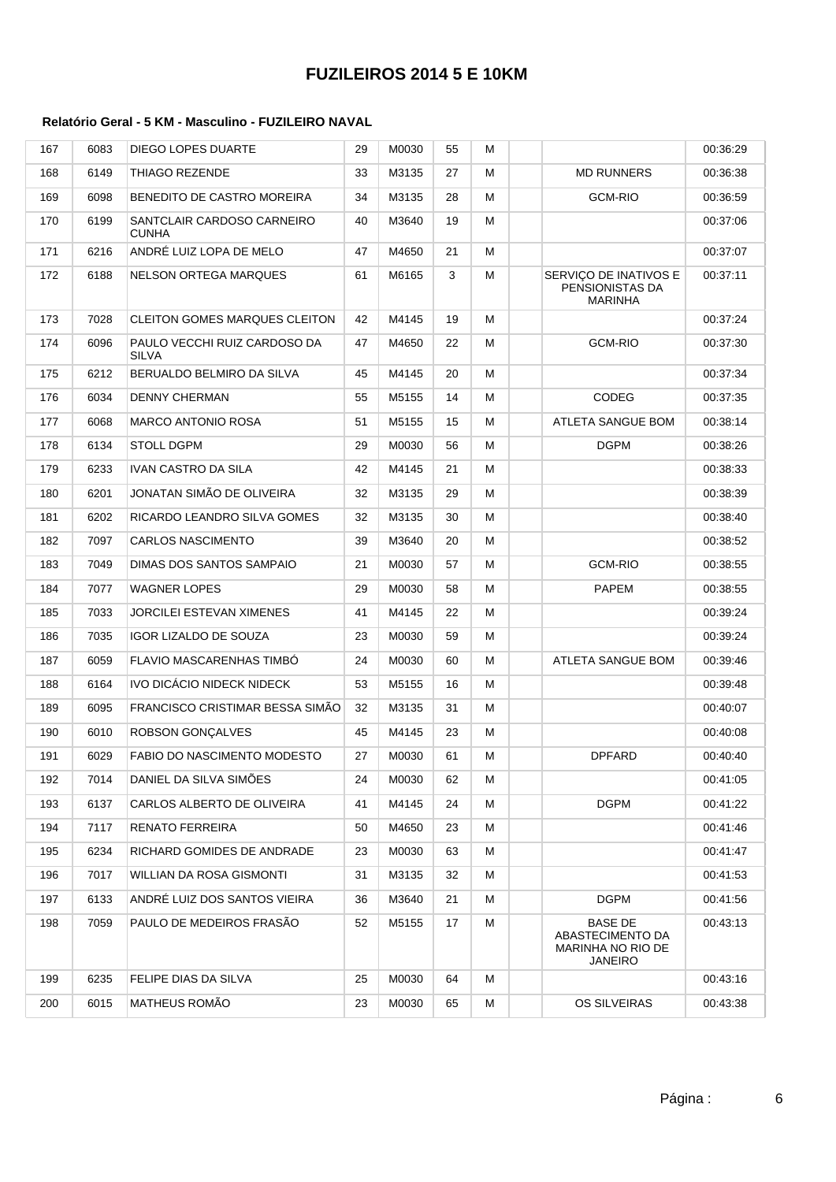# FUZILEIROS 2014 5 E 10KM

#### Relatório Geral - 5 KM - Masculino - FUZILEIRO NAVAL

| | | | | | | | | | |
|---|---|---|---|---|---|---|---|---|---|
| 167 | 6083 | DIEGO LOPES DUARTE | 29 | M0030 | 55 | M | | | 00:36:29 |
| 168 | 6149 | THIAGO REZENDE | 33 | M3135 | 27 | M | | MD RUNNERS | 00:36:38 |
| 169 | 6098 | BENEDITO DE CASTRO MOREIRA | 34 | M3135 | 28 | M | | GCM-RIO | 00:36:59 |
| 170 | 6199 | SANTCLAIR CARDOSO CARNEIRO CUNHA | 40 | M3640 | 19 | M | | | 00:37:06 |
| 171 | 6216 | ANDRÉ LUIZ LOPA DE MELO | 47 | M4650 | 21 | M | | | 00:37:07 |
| 172 | 6188 | NELSON ORTEGA MARQUES | 61 | M6165 | 3 | M | | SERVIÇO DE INATIVOS E PENSIONISTAS DA MARINHA | 00:37:11 |
| 173 | 7028 | CLEITON GOMES MARQUES CLEITON | 42 | M4145 | 19 | M | | | 00:37:24 |
| 174 | 6096 | PAULO VECCHI RUIZ CARDOSO DA SILVA | 47 | M4650 | 22 | M | | GCM-RIO | 00:37:30 |
| 175 | 6212 | BERUALDO BELMIRO DA SILVA | 45 | M4145 | 20 | M | | | 00:37:34 |
| 176 | 6034 | DENNY CHERMAN | 55 | M5155 | 14 | M | | CODEG | 00:37:35 |
| 177 | 6068 | MARCO ANTONIO ROSA | 51 | M5155 | 15 | M | | ATLETA SANGUE BOM | 00:38:14 |
| 178 | 6134 | STOLL DGPM | 29 | M0030 | 56 | M | | DGPM | 00:38:26 |
| 179 | 6233 | IVAN CASTRO DA SILA | 42 | M4145 | 21 | M | | | 00:38:33 |
| 180 | 6201 | JONATAN SIMÃO DE OLIVEIRA | 32 | M3135 | 29 | M | | | 00:38:39 |
| 181 | 6202 | RICARDO LEANDRO SILVA GOMES | 32 | M3135 | 30 | M | | | 00:38:40 |
| 182 | 7097 | CARLOS NASCIMENTO | 39 | M3640 | 20 | M | | | 00:38:52 |
| 183 | 7049 | DIMAS DOS SANTOS SAMPAIO | 21 | M0030 | 57 | M | | GCM-RIO | 00:38:55 |
| 184 | 7077 | WAGNER LOPES | 29 | M0030 | 58 | M | | PAPEM | 00:38:55 |
| 185 | 7033 | JORCILEI ESTEVAN XIMENES | 41 | M4145 | 22 | M | | | 00:39:24 |
| 186 | 7035 | IGOR LIZALDO DE SOUZA | 23 | M0030 | 59 | M | | | 00:39:24 |
| 187 | 6059 | FLAVIO MASCARENHAS TIMBÓ | 24 | M0030 | 60 | M | | ATLETA SANGUE BOM | 00:39:46 |
| 188 | 6164 | IVO DICÁCIO NIDECK NIDECK | 53 | M5155 | 16 | M | | | 00:39:48 |
| 189 | 6095 | FRANCISCO CRISTIMAR BESSA SIMÃO | 32 | M3135 | 31 | M | | | 00:40:07 |
| 190 | 6010 | ROBSON GONÇALVES | 45 | M4145 | 23 | M | | | 00:40:08 |
| 191 | 6029 | FABIO DO NASCIMENTO MODESTO | 27 | M0030 | 61 | M | | DPFARD | 00:40:40 |
| 192 | 7014 | DANIEL DA SILVA SIMÕES | 24 | M0030 | 62 | M | | | 00:41:05 |
| 193 | 6137 | CARLOS ALBERTO DE OLIVEIRA | 41 | M4145 | 24 | M | | DGPM | 00:41:22 |
| 194 | 7117 | RENATO FERREIRA | 50 | M4650 | 23 | M | | | 00:41:46 |
| 195 | 6234 | RICHARD GOMIDES DE ANDRADE | 23 | M0030 | 63 | M | | | 00:41:47 |
| 196 | 7017 | WILLIAN DA ROSA GISMONTI | 31 | M3135 | 32 | M | | | 00:41:53 |
| 197 | 6133 | ANDRÉ LUIZ DOS SANTOS VIEIRA | 36 | M3640 | 21 | M | | DGPM | 00:41:56 |
| 198 | 7059 | PAULO DE MEDEIROS FRASÃO | 52 | M5155 | 17 | M | | BASE DE ABASTECIMENTO DA MARINHA NO RIO DE JANEIRO | 00:43:13 |
| 199 | 6235 | FELIPE DIAS DA SILVA | 25 | M0030 | 64 | M | | | 00:43:16 |
| 200 | 6015 | MATHEUS ROMÃO | 23 | M0030 | 65 | M | | OS SILVEIRAS | 00:43:38 |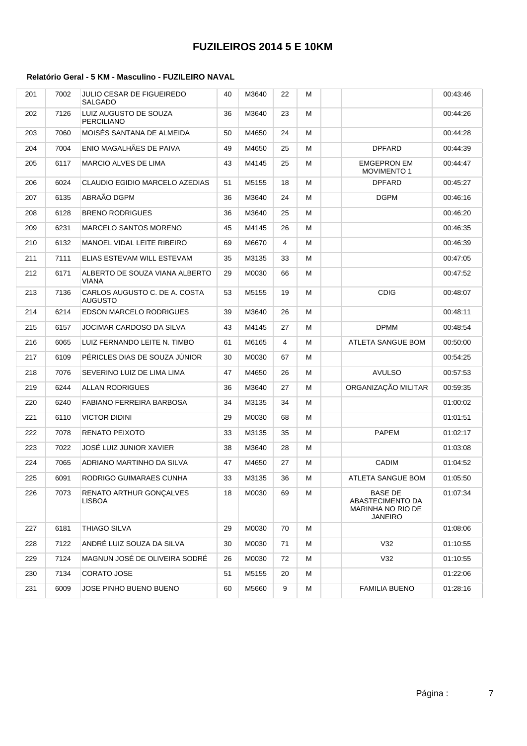# FUZILEIROS 2014 5 E 10KM

### Relatório Geral - 5 KM - Masculino - FUZILEIRO NAVAL

| | | | | | | | | | |
|---|---|---|---|---|---|---|---|---|---|
| 201 | 7002 | JULIO CESAR DE FIGUEIREDO SALGADO | 40 | M3640 | 22 | M | | | 00:43:46 |
| 202 | 7126 | LUIZ AUGUSTO DE SOUZA PERCILIANO | 36 | M3640 | 23 | M | | | 00:44:26 |
| 203 | 7060 | MOISÉS SANTANA DE ALMEIDA | 50 | M4650 | 24 | M | | | 00:44:28 |
| 204 | 7004 | ENIO MAGALHÃES DE PAIVA | 49 | M4650 | 25 | M | | DPFARD | 00:44:39 |
| 205 | 6117 | MARCIO ALVES DE LIMA | 43 | M4145 | 25 | M | | EMGEPRON EM MOVIMENTO 1 | 00:44:47 |
| 206 | 6024 | CLAUDIO EGIDIO MARCELO AZEDIAS | 51 | M5155 | 18 | M | | DPFARD | 00:45:27 |
| 207 | 6135 | ABRAÃO DGPM | 36 | M3640 | 24 | M | | DGPM | 00:46:16 |
| 208 | 6128 | BRENO RODRIGUES | 36 | M3640 | 25 | M | | | 00:46:20 |
| 209 | 6231 | MARCELO SANTOS MORENO | 45 | M4145 | 26 | M | | | 00:46:35 |
| 210 | 6132 | MANOEL VIDAL LEITE RIBEIRO | 69 | M6670 | 4 | M | | | 00:46:39 |
| 211 | 7111 | ELIAS ESTEVAM WILL ESTEVAM | 35 | M3135 | 33 | M | | | 00:47:05 |
| 212 | 6171 | ALBERTO DE SOUZA VIANA ALBERTO VIANA | 29 | M0030 | 66 | M | | | 00:47:52 |
| 213 | 7136 | CARLOS AUGUSTO C. DE A. COSTA AUGUSTO | 53 | M5155 | 19 | M | | CDIG | 00:48:07 |
| 214 | 6214 | EDSON MARCELO RODRIGUES | 39 | M3640 | 26 | M | | | 00:48:11 |
| 215 | 6157 | JOCIMAR CARDOSO DA SILVA | 43 | M4145 | 27 | M | | DPMM | 00:48:54 |
| 216 | 6065 | LUIZ FERNANDO LEITE N. TIMBO | 61 | M6165 | 4 | M | | ATLETA SANGUE BOM | 00:50:00 |
| 217 | 6109 | PÉRICLES DIAS DE SOUZA JÚNIOR | 30 | M0030 | 67 | M | | | 00:54:25 |
| 218 | 7076 | SEVERINO LUIZ DE LIMA LIMA | 47 | M4650 | 26 | M | | AVULSO | 00:57:53 |
| 219 | 6244 | ALLAN RODRIGUES | 36 | M3640 | 27 | M | | ORGANIZAÇÃO MILITAR | 00:59:35 |
| 220 | 6240 | FABIANO FERREIRA BARBOSA | 34 | M3135 | 34 | M | | | 01:00:02 |
| 221 | 6110 | VICTOR DIDINI | 29 | M0030 | 68 | M | | | 01:01:51 |
| 222 | 7078 | RENATO PEIXOTO | 33 | M3135 | 35 | M | | PAPEM | 01:02:17 |
| 223 | 7022 | JOSÉ LUIZ JUNIOR XAVIER | 38 | M3640 | 28 | M | | | 01:03:08 |
| 224 | 7065 | ADRIANO MARTINHO DA SILVA | 47 | M4650 | 27 | M | | CADIM | 01:04:52 |
| 225 | 6091 | RODRIGO GUIMARAES CUNHA | 33 | M3135 | 36 | M | | ATLETA SANGUE BOM | 01:05:50 |
| 226 | 7073 | RENATO ARTHUR GONÇALVES LISBOA | 18 | M0030 | 69 | M | | BASE DE ABASTECIMENTO DA MARINHA NO RIO DE JANEIRO | 01:07:34 |
| 227 | 6181 | THIAGO SILVA | 29 | M0030 | 70 | M | | | 01:08:06 |
| 228 | 7122 | ANDRÉ LUIZ SOUZA DA SILVA | 30 | M0030 | 71 | M | | V32 | 01:10:55 |
| 229 | 7124 | MAGNUN JOSÉ DE OLIVEIRA SODRÉ | 26 | M0030 | 72 | M | | V32 | 01:10:55 |
| 230 | 7134 | CORATO JOSE | 51 | M5155 | 20 | M | | | 01:22:06 |
| 231 | 6009 | JOSE PINHO BUENO BUENO | 60 | M5660 | 9 | M | | FAMILIA BUENO | 01:28:16 |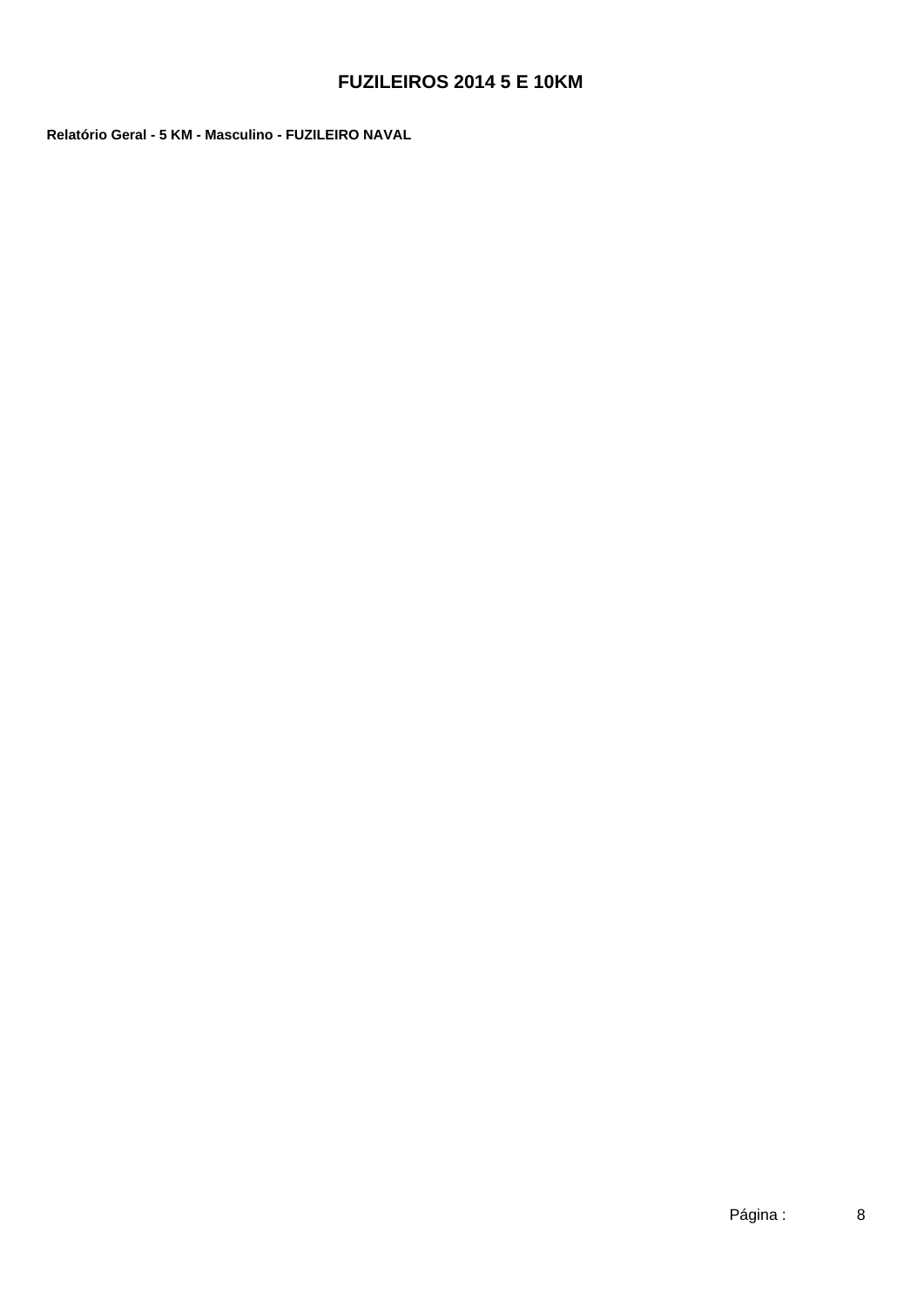# FUZILEIROS 2014 5 E 10KM

**Relatório Geral - 5 KM - Masculino - FUZILEIRO NAVAL**